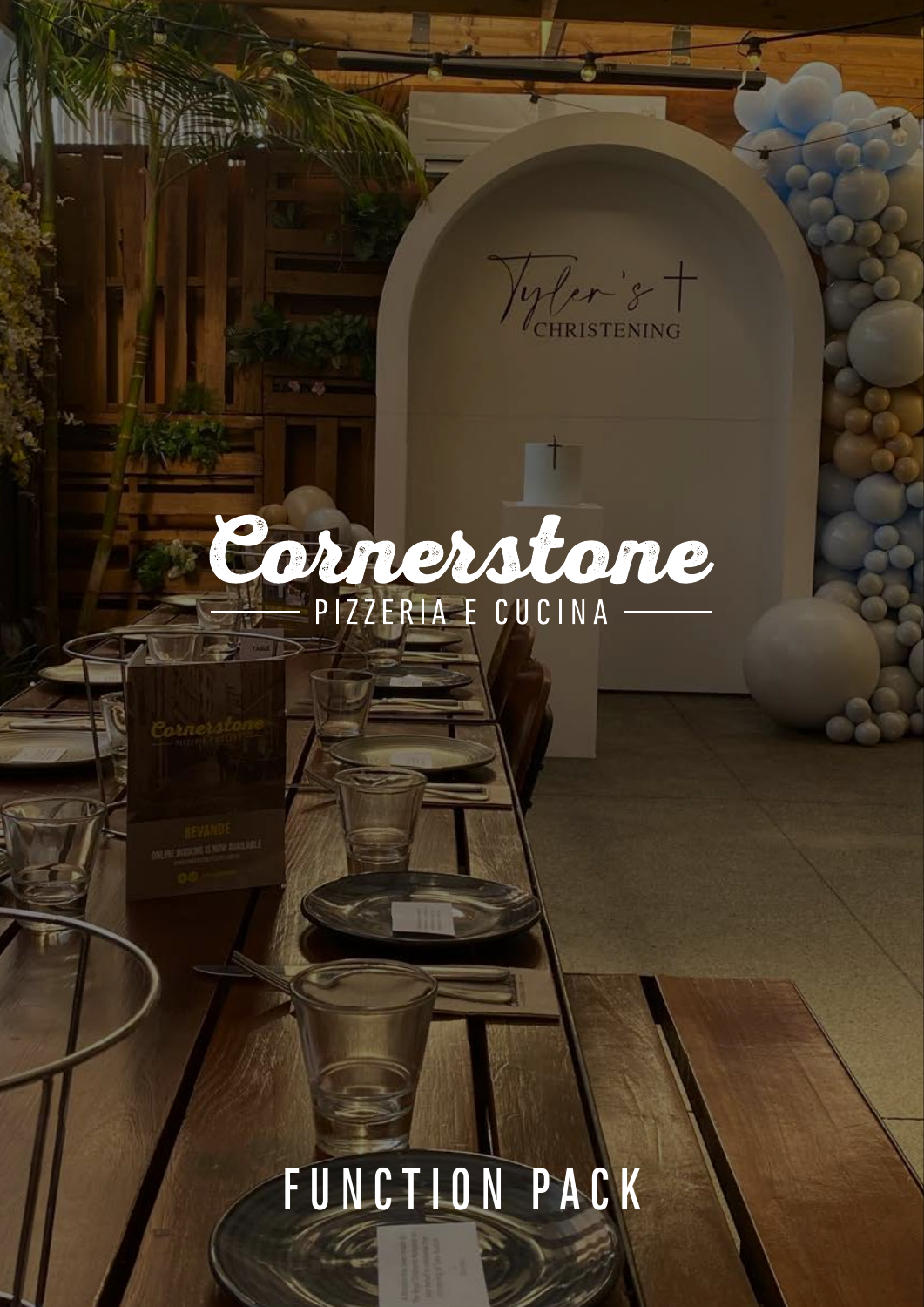# Cornerstone

PIZZERIA E CUCINA

# FUNCTION PACK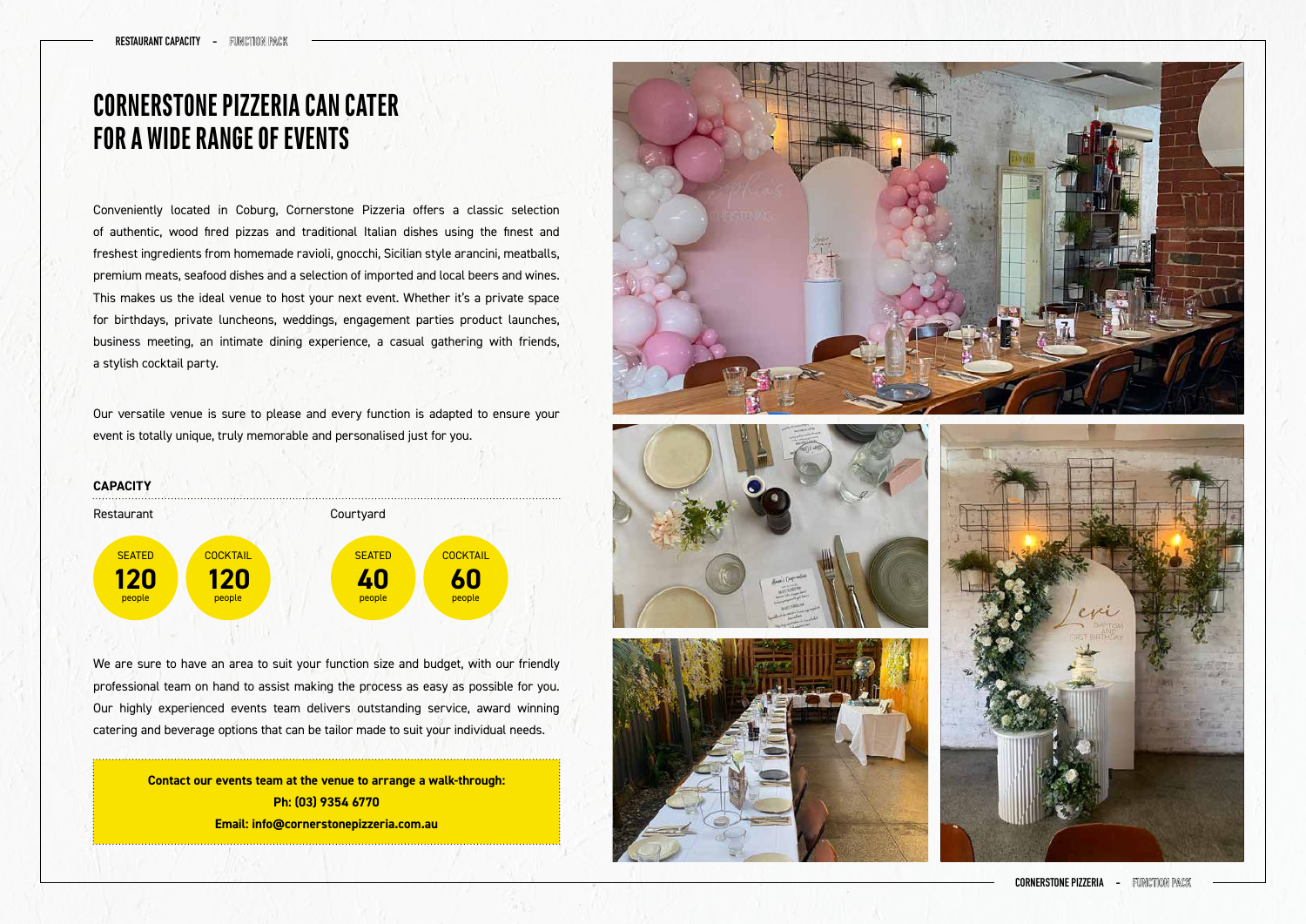# CORNERSTONE PIZZERIA CAN CATER FOR A WIDE RANGE OF EVENTS

Conveniently located in Coburg, Cornerstone Pizzeria offers a classic selection of authentic, wood fired pizzas and traditional Italian dishes using the finest and freshest ingredients from homemade ravioli, gnocchi, Sicilian style arancini, meatballs, premium meats, seafood dishes and a selection of imported and local beers and wines. This makes us the ideal venue to host your next event. Whether it's a private space for birthdays, private luncheons, weddings, engagement parties product launches, business meeting, an intimate dining experience, a casual gathering with friends, a stylish cocktail party.

Our versatile venue is sure to please and every function is adapted to ensure your event is totally unique, truly memorable and personalised just for you.

## CAPACITY

| | Seated | Cocktail |
|---|---|---|
| Restaurant | 120 people | 120 people |
| Courtyard | 40 people | 60 people |

We are sure to have an area to suit your function size and budget, with our friendly professional team on hand to assist making the process as easy as possible for you. Our highly experienced events team delivers outstanding service, award winning catering and beverage options that can be tailor made to suit your individual needs.

**Contact our events team at the venue to arrange a walk-through:**
**Ph: (03) 9354 6770**
**Email: info@cornerstonepizzeria.com.au**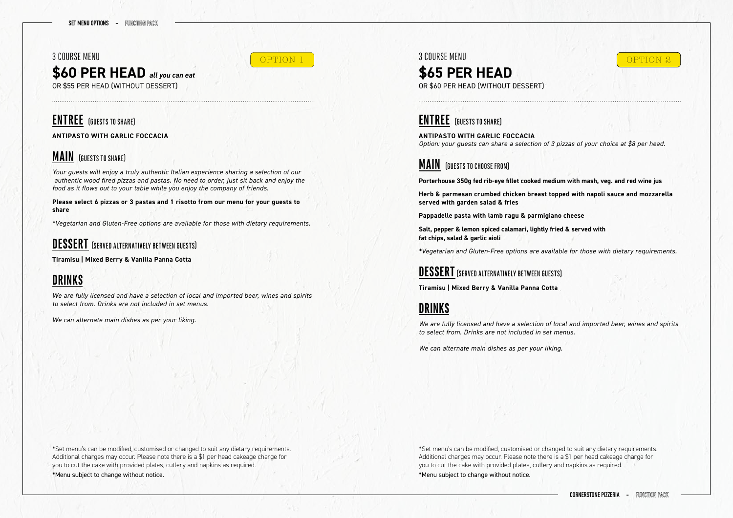## 3 COURSE MENU

OPTION 1

# $60 PER HEAD *all you can eat*

OR $55 PER HEAD (WITHOUT DESSERT)

## ENTREE (GUESTS TO SHARE)

**ANTIPASTO WITH GARLIC FOCCACIA**

## MAIN (GUESTS TO SHARE)

*Your guests will enjoy a truly authentic Italian experience sharing a selection of our authentic wood fired pizzas and pastas. No need to order, just sit back and enjoy the food as it flows out to your table while you enjoy the company of friends.*

**Please select 6 pizzas or 3 pastas and 1 risotto from our menu for your guests to share**

*\*Vegetarian and Gluten-Free options are available for those with dietary requirements.*

## DESSERT (SERVED ALTERNATIVELY BETWEEN GUESTS)

**Tiramisu | Mixed Berry & Vanilla Panna Cotta**

## DRINKS

*We are fully licensed and have a selection of local and imported beer, wines and spirits to select from. Drinks are not included in set menus.*

*We can alternate main dishes as per your liking.*

\*Set menu's can be modified, customised or changed to suit any dietary requirements. Additional charges may occur. Please note there is a $1 per head cakeage charge for you to cut the cake with provided plates, cutlery and napkins as required.

\*Menu subject to change without notice.

## 3 COURSE MENU

OPTION 2

# $65 PER HEAD

OR $60 PER HEAD (WITHOUT DESSERT)

## ENTREE (GUESTS TO SHARE)

**ANTIPASTO WITH GARLIC FOCCACIA**

*Option: your guests can share a selection of 3 pizzas of your choice at $8 per head.*

## MAIN (GUESTS TO CHOOSE FROM)

**Porterhouse 350g fed rib-eye fillet cooked medium with mash, veg. and red wine jus**

**Herb & parmesan crumbed chicken breast topped with napoli sauce and mozzarella served with garden salad & fries**

**Pappadelle pasta with lamb ragu & parmigiano cheese**

**Salt, pepper & lemon spiced calamari, lightly fried & served with fat chips, salad & garlic aioli**

*\*Vegetarian and Gluten-Free options are available for those with dietary requirements.*

## DESSERT (SERVED ALTERNATIVELY BETWEEN GUESTS)

**Tiramisu | Mixed Berry & Vanilla Panna Cotta**

## DRINKS

*We are fully licensed and have a selection of local and imported beer, wines and spirits to select from. Drinks are not included in set menus.*

*We can alternate main dishes as per your liking.*

\*Set menu's can be modified, customised or changed to suit any dietary requirements. Additional charges may occur. Please note there is a $1 per head cakeage charge for you to cut the cake with provided plates, cutlery and napkins as required.

\*Menu subject to change without notice.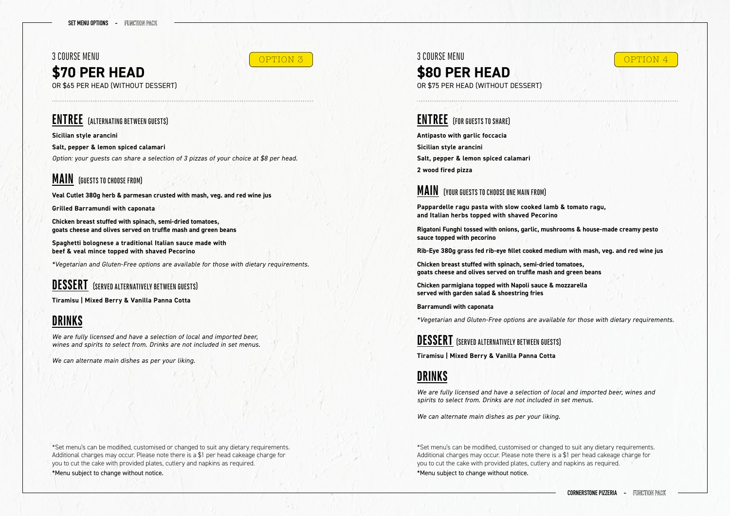## 3 COURSE MENU

OPTION 3

# $70 PER HEAD

OR $65 PER HEAD (WITHOUT DESSERT)

## ENTREE (ALTERNATING BETWEEN GUESTS)

**Sicilian style arancini**

**Salt, pepper & lemon spiced calamari**

*Option: your guests can share a selection of 3 pizzas of your choice at $8 per head.*

## MAIN (GUESTS TO CHOOSE FROM)

**Veal Cutlet 380g herb & parmesan crusted with mash, veg. and red wine jus**

**Grilled Barramundi with caponata**

**Chicken breast stuffed with spinach, semi-dried tomatoes, goats cheese and olives served on truffle mash and green beans**

**Spaghetti bolognese a traditional Italian sauce made with beef & veal mince topped with shaved Pecorino**

*\*Vegetarian and Gluten-Free options are available for those with dietary requirements.*

## DESSERT (SERVED ALTERNATIVELY BETWEEN GUESTS)

**Tiramisu | Mixed Berry & Vanilla Panna Cotta**

## DRINKS

*We are fully licensed and have a selection of local and imported beer, wines and spirits to select from. Drinks are not included in set menus.*

*We can alternate main dishes as per your liking.*

\*Set menu's can be modified, customised or changed to suit any dietary requirements. Additional charges may occur. Please note there is a $1 per head cakeage charge for you to cut the cake with provided plates, cutlery and napkins as required.

\*Menu subject to change without notice.

## 3 COURSE MENU

OPTION 4

# $80 PER HEAD

OR $75 PER HEAD (WITHOUT DESSERT)

## ENTREE (FOR GUESTS TO SHARE)

**Antipasto with garlic foccacia**

**Sicilian style arancini**

**Salt, pepper & lemon spiced calamari**

**2 wood fired pizza**

## MAIN (YOUR GUESTS TO CHOOSE ONE MAIN FROM)

**Pappardelle ragu pasta with slow cooked lamb & tomato ragu, and Italian herbs topped with shaved Pecorino**

**Rigatoni Funghi tossed with onions, garlic, mushrooms & house-made creamy pesto sauce topped with pecorino**

**Rib-Eye 380g grass fed rib-eye fillet cooked medium with mash, veg. and red wine jus**

**Chicken breast stuffed with spinach, semi-dried tomatoes, goats cheese and olives served on truffle mash and green beans**

**Chicken parmigiana topped with Napoli sauce & mozzarella served with garden salad & shoestring fries**

**Barramundi with caponata**

*\*Vegetarian and Gluten-Free options are available for those with dietary requirements.*

## DESSERT (SERVED ALTERNATIVELY BETWEEN GUESTS)

**Tiramisu | Mixed Berry & Vanilla Panna Cotta**

## DRINKS

*We are fully licensed and have a selection of local and imported beer, wines and spirits to select from. Drinks are not included in set menus.*

*We can alternate main dishes as per your liking.*

\*Set menu's can be modified, customised or changed to suit any dietary requirements. Additional charges may occur. Please note there is a $1 per head cakeage charge for you to cut the cake with provided plates, cutlery and napkins as required.

\*Menu subject to change without notice.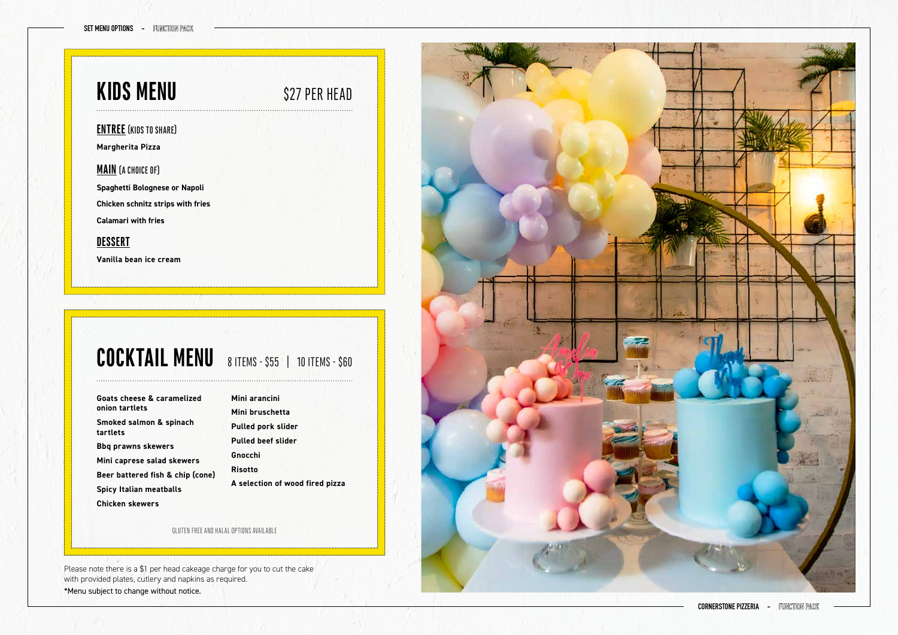## KIDS MENU

$27 PER HEAD

**ENTREE** (KIDS TO SHARE)

**Margherita Pizza**

**MAIN** (A CHOICE OF)

**Spaghetti Bolognese or Napoli**

**Chicken schnitz strips with fries**

**Calamari with fries**

**DESSERT**

**Vanilla bean ice cream**

## COCKTAIL MENU

8 ITEMS - $55 | 10 ITEMS - $60

**Goats cheese & caramelized onion tartlets**

**Smoked salmon & spinach tartlets**

**Bbq prawns skewers**

**Mini caprese salad skewers**

**Beer battered fish & chip (cone)**

**Spicy Italian meatballs**

**Chicken skewers**

**Mini arancini**

**Mini bruschetta**

**Pulled pork slider**

**Pulled beef slider**

**Gnocchi**

**Risotto**

**A selection of wood fired pizza**

GLUTEN FREE AND HALAL OPTIONS AVAILABLE

Please note there is a $1 per head cakeage charge for you to cut the cake with provided plates, cutlery and napkins as required.

*Menu subject to change without notice.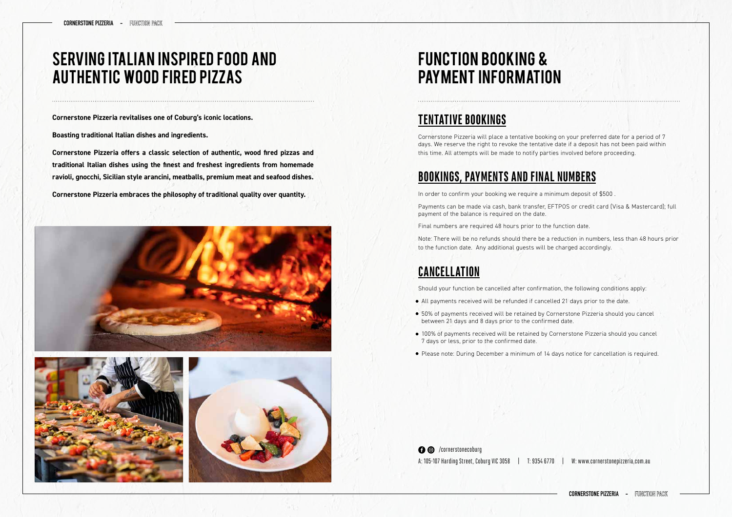# SERVING ITALIAN INSPIRED FOOD AND AUTHENTIC WOOD FIRED PIZZAS

**Cornerstone Pizzeria revitalises one of Coburg's iconic locations.**

**Boasting traditional Italian dishes and ingredients.**

**Cornerstone Pizzeria offers a classic selection of authentic, wood fired pizzas and traditional Italian dishes using the finest and freshest ingredients from homemade ravioli, gnocchi, Sicilian style arancini, meatballs, premium meat and seafood dishes.**

**Cornerstone Pizzeria embraces the philosophy of traditional quality over quantity.**

# FUNCTION BOOKING & PAYMENT INFORMATION

## TENTATIVE BOOKINGS

Cornerstone Pizzeria will place a tentative booking on your preferred date for a period of 7 days. We reserve the right to revoke the tentative date if a deposit has not been paid within this time. All attempts will be made to notify parties involved before proceeding.

## BOOKINGS, PAYMENTS AND FINAL NUMBERS

In order to confirm your booking we require a minimum deposit of $500 .

Payments can be made via cash, bank transfer, EFTPOS or credit card (Visa & Mastercard); full payment of the balance is required on the date.

Final numbers are required 48 hours prior to the function date.

Note: There will be no refunds should there be a reduction in numbers, less than 48 hours prior to the function date. Any additional guests will be charged accordingly.

## CANCELLATION

Should your function be cancelled after confirmation, the following conditions apply:

- All payments received will be refunded if cancelled 21 days prior to the date.
- 50% of payments received will be retained by Cornerstone Pizzeria should you cancel between 21 days and 8 days prior to the confirmed date.
- 100% of payments received will be retained by Cornerstone Pizzeria should you cancel 7 days or less, prior to the confirmed date.
- Please note: During December a minimum of 14 days notice for cancellation is required.

/cornerstonecoburg

A: 105-107 Harding Street, Coburg VIC 3058 | T: 9354 6770 | W: www.cornerstonepizzeria.com.au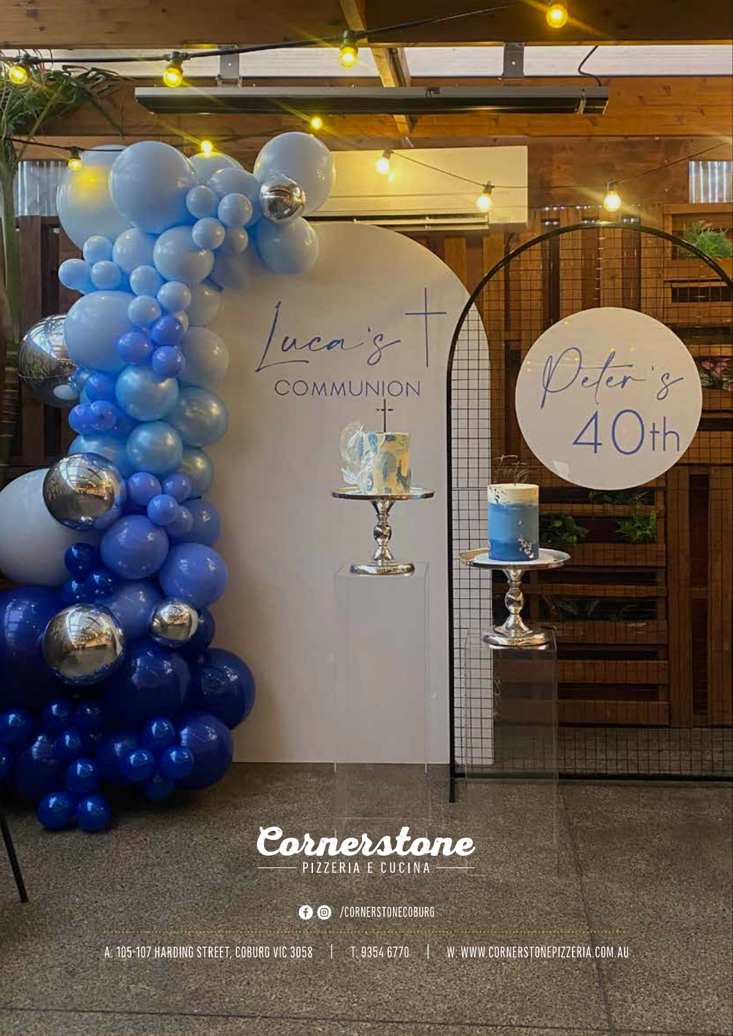Cornerstone

PIZZERIA E CUCINA

/CORNERSTONECOBURG

A: 105-107 HARDING STREET, COBURG VIC 3058 | T: 9354 6770 | W: WWW.CORNERSTONEPIZZERIA.COM.AU